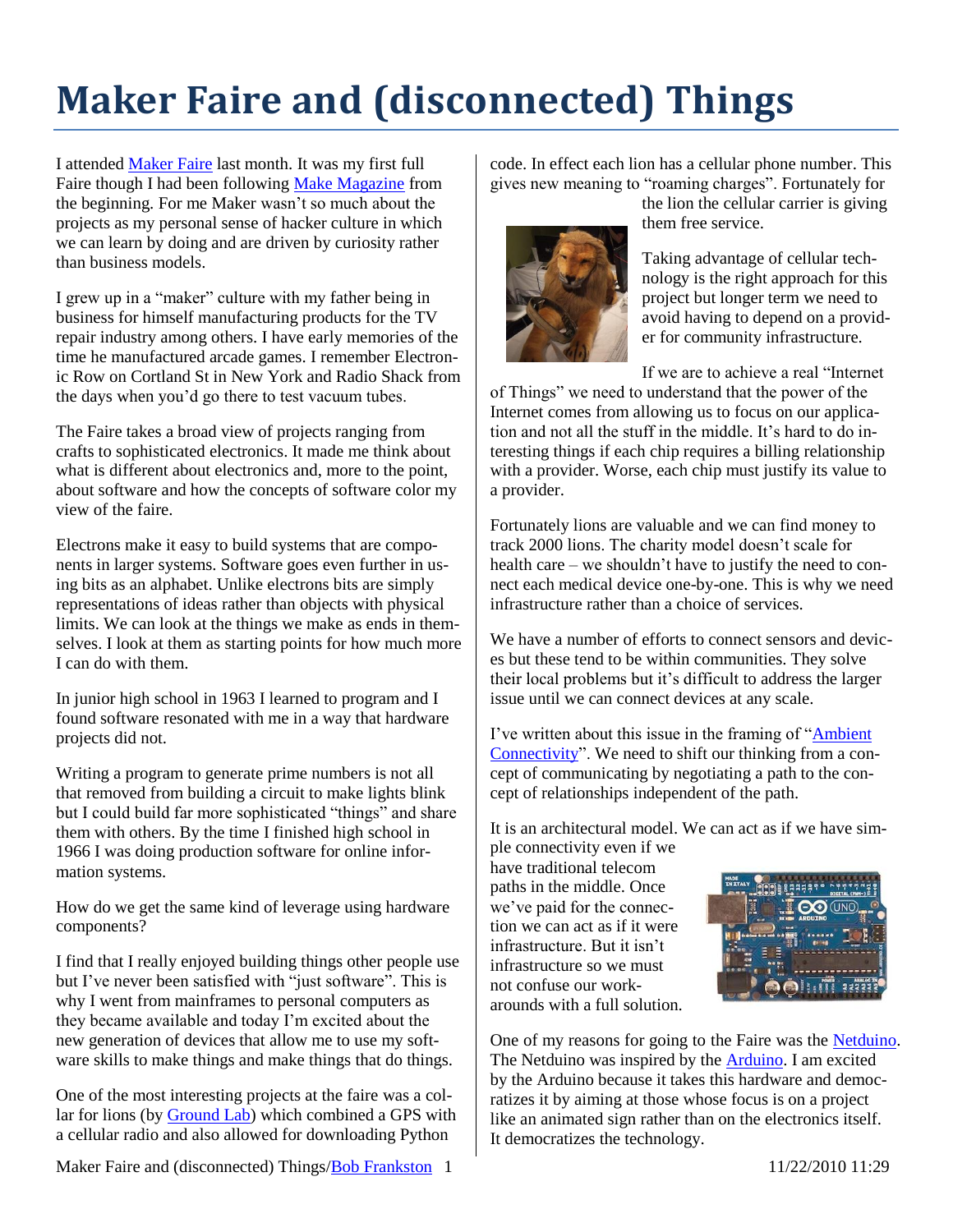# Maker Faire and (disconnected) Things

I attended Maker Faire last month. It was my first full Faire though I had been following Make Magazine from the beginning. For me Maker wasn't so much about the projects as my personal sense of hacker culture in which we can learn by doing and are driven by curiosity rather than business models.

I grew up in a "maker" culture with my father being in business for himself manufacturing products for the TV repair industry among others. I have early memories of the time he manufactured arcade games. I remember Electronic Row on Cortland St in New York and Radio Shack from the days when you'd go there to test vacuum tubes.

The Faire takes a broad view of projects ranging from crafts to sophisticated electronics. It made me think about what is different about electronics and, more to the point, about software and how the concepts of software color my view of the faire.

Electrons make it easy to build systems that are components in larger systems. Software goes even further in using bits as an alphabet. Unlike electrons bits are simply representations of ideas rather than objects with physical limits. We can look at the things we make as ends in themselves. I look at them as starting points for how much more I can do with them.

In junior high school in 1963 I learned to program and I found software resonated with me in a way that hardware projects did not.

Writing a program to generate prime numbers is not all that removed from building a circuit to make lights blink but I could build far more sophisticated "things" and share them with others. By the time I finished high school in 1966 I was doing production software for online information systems.

How do we get the same kind of leverage using hardware components?

I find that I really enjoyed building things other people use but I've never been satisfied with "just software". This is why I went from mainframes to personal computers as they became available and today I'm excited about the new generation of devices that allow me to use my software skills to make things and make things that do things.

One of the most interesting projects at the faire was a collar for lions (by Ground Lab) which combined a GPS with a cellular radio and also allowed for downloading Python code. In effect each lion has a cellular phone number. This gives new meaning to "roaming charges". Fortunately for the lion the cellular carrier is giving them free service.

Taking advantage of cellular technology is the right approach for this project but longer term we need to avoid having to depend on a provider for community infrastructure.

If we are to achieve a real "Internet of Things" we need to understand that the power of the Internet comes from allowing us to focus on our application and not all the stuff in the middle. It's hard to do interesting things if each chip requires a billing relationship with a provider. Worse, each chip must justify its value to a provider.

Fortunately lions are valuable and we can find money to track 2000 lions. The charity model doesn't scale for health care – we shouldn't have to justify the need to connect each medical device one-by-one. This is why we need infrastructure rather than a choice of services.

We have a number of efforts to connect sensors and devices but these tend to be within communities. They solve their local problems but it's difficult to address the larger issue until we can connect devices at any scale.

I've written about this issue in the framing of "Ambient Connectivity". We need to shift our thinking from a concept of communicating by negotiating a path to the concept of relationships independent of the path.

It is an architectural model. We can act as if we have simple connectivity even if we have traditional telecom paths in the middle. Once we've paid for the connection we can act as if it were infrastructure. But it isn't infrastructure so we must not confuse our workarounds with a full solution.

One of my reasons for going to the Faire was the Netduino. The Netduino was inspired by the Arduino. I am excited by the Arduino because it takes this hardware and democratizes it by aiming at those whose focus is on a project like an animated sign rather than on the electronics itself. It democratizes the technology.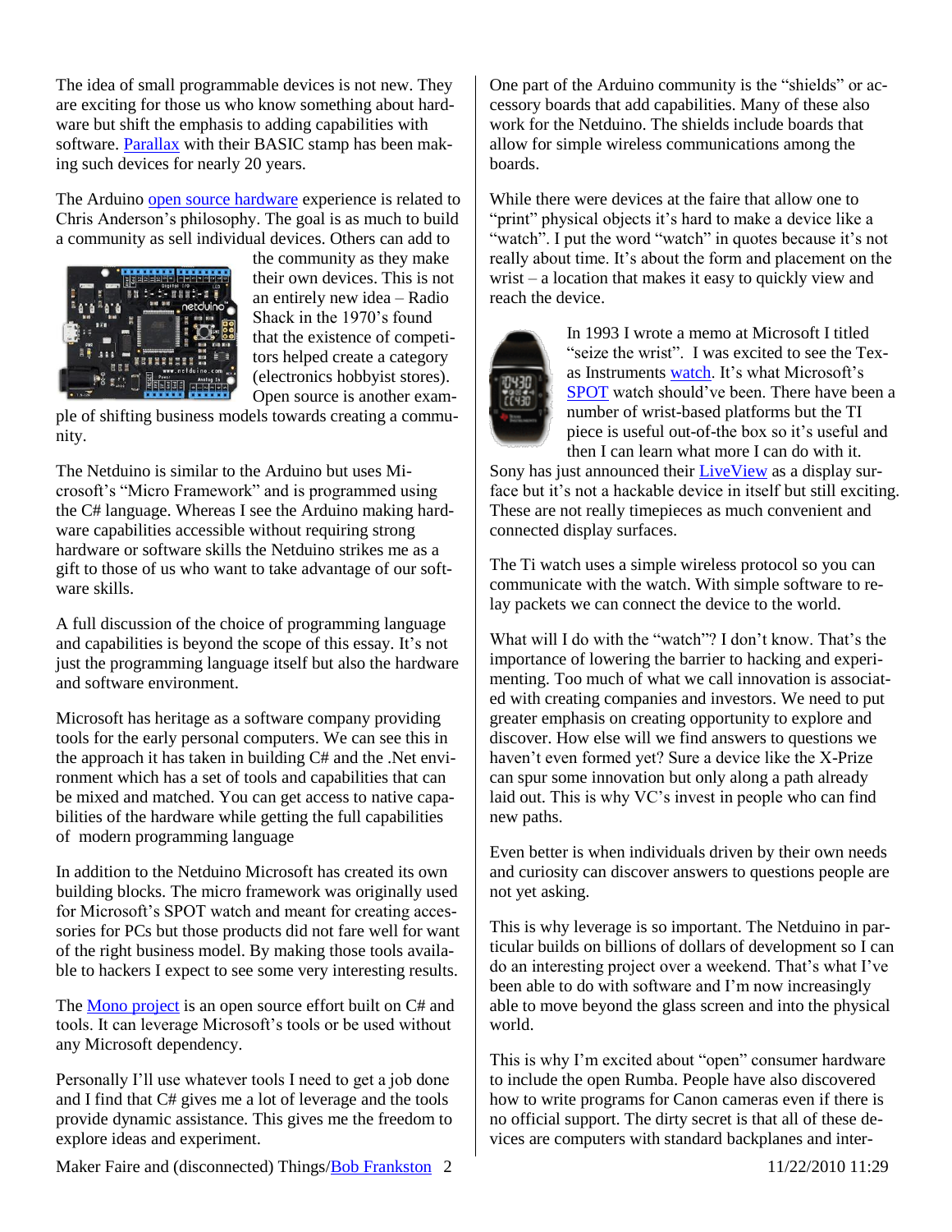The idea of small programmable devices is not new. They are exciting for those us who know something about hardware but shift the emphasis to adding capabilities with software. Parallax with their BASIC stamp has been making such devices for nearly 20 years.

The Arduino open source hardware experience is related to Chris Anderson's philosophy. The goal is as much to build a community as sell individual devices. Others can add to the community as they make their own devices. This is not an entirely new idea – Radio Shack in the 1970's found that the existence of competitors helped create a category (electronics hobbyist stores). Open source is another example of shifting business models towards creating a community.

The Netduino is similar to the Arduino but uses Microsoft's "Micro Framework" and is programmed using the C# language. Whereas I see the Arduino making hardware capabilities accessible without requiring strong hardware or software skills the Netduino strikes me as a gift to those of us who want to take advantage of our software skills.

A full discussion of the choice of programming language and capabilities is beyond the scope of this essay. It's not just the programming language itself but also the hardware and software environment.

Microsoft has heritage as a software company providing tools for the early personal computers. We can see this in the approach it has taken in building C# and the .Net environment which has a set of tools and capabilities that can be mixed and matched. You can get access to native capabilities of the hardware while getting the full capabilities of modern programming language

In addition to the Netduino Microsoft has created its own building blocks. The micro framework was originally used for Microsoft's SPOT watch and meant for creating accessories for PCs but those products did not fare well for want of the right business model. By making those tools available to hackers I expect to see some very interesting results.

The Mono project is an open source effort built on C# and tools. It can leverage Microsoft's tools or be used without any Microsoft dependency.

Personally I'll use whatever tools I need to get a job done and I find that C# gives me a lot of leverage and the tools provide dynamic assistance. This gives me the freedom to explore ideas and experiment.

One part of the Arduino community is the "shields" or accessory boards that add capabilities. Many of these also work for the Netduino. The shields include boards that allow for simple wireless communications among the boards.

While there were devices at the faire that allow one to "print" physical objects it's hard to make a device like a "watch". I put the word "watch" in quotes because it's not really about time. It's about the form and placement on the wrist – a location that makes it easy to quickly view and reach the device.

In 1993 I wrote a memo at Microsoft I titled "seize the wrist". I was excited to see the Texas Instruments watch. It's what Microsoft's SPOT watch should've been. There have been a number of wrist-based platforms but the TI piece is useful out-of-the box so it's useful and then I can learn what more I can do with it. Sony has just announced their LiveView as a display surface but it's not a hackable device in itself but still exciting. These are not really timepieces as much convenient and connected display surfaces.

The Ti watch uses a simple wireless protocol so you can communicate with the watch. With simple software to relay packets we can connect the device to the world.

What will I do with the "watch"? I don't know. That's the importance of lowering the barrier to hacking and experimenting. Too much of what we call innovation is associated with creating companies and investors. We need to put greater emphasis on creating opportunity to explore and discover. How else will we find answers to questions we haven't even formed yet? Sure a device like the X-Prize can spur some innovation but only along a path already laid out. This is why VC's invest in people who can find new paths.

Even better is when individuals driven by their own needs and curiosity can discover answers to questions people are not yet asking.

This is why leverage is so important. The Netduino in particular builds on billions of dollars of development so I can do an interesting project over a weekend. That's what I've been able to do with software and I'm now increasingly able to move beyond the glass screen and into the physical world.

This is why I'm excited about "open" consumer hardware to include the open Rumba. People have also discovered how to write programs for Canon cameras even if there is no official support. The dirty secret is that all of these devices are computers with standard backplanes and inter-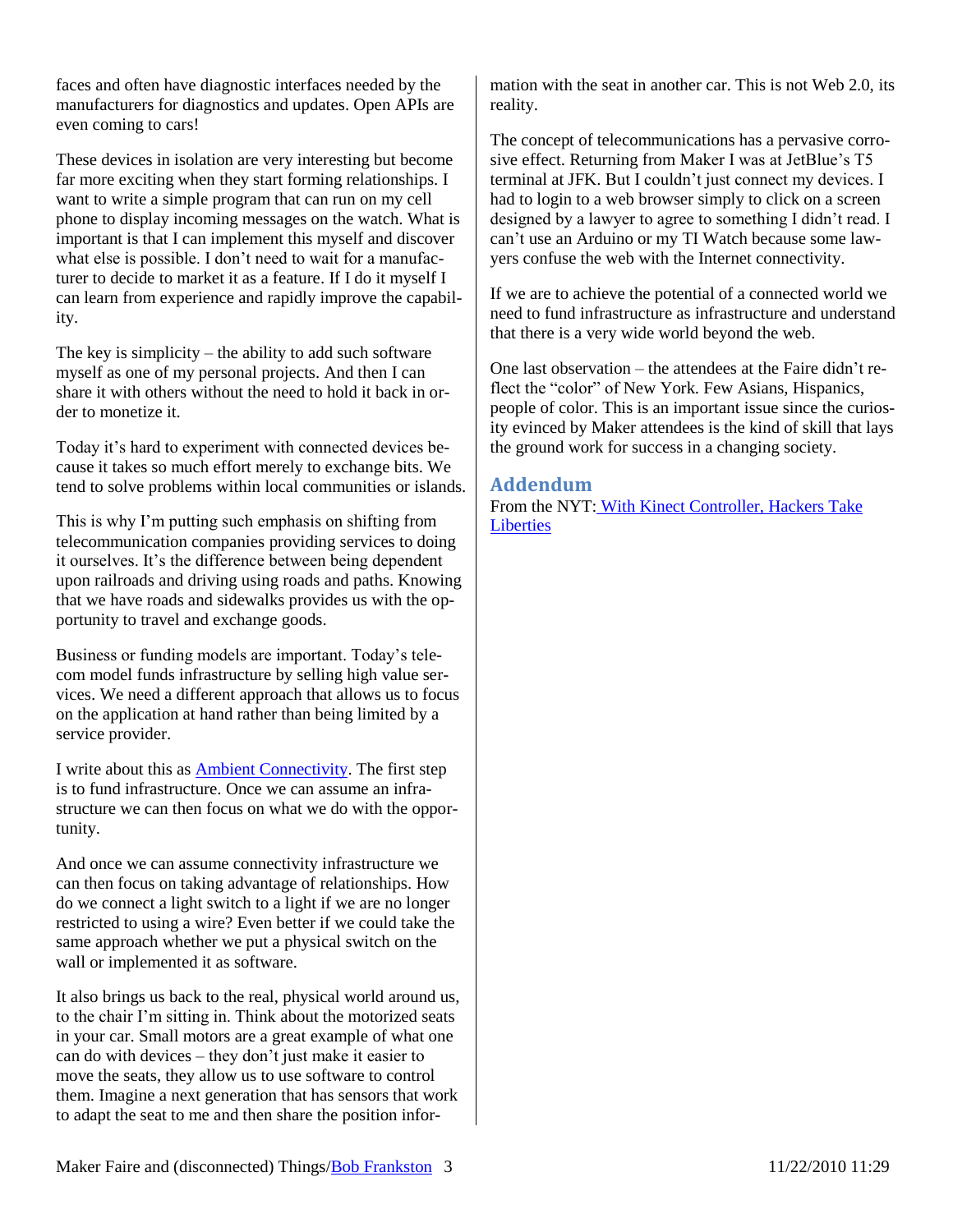faces and often have diagnostic interfaces needed by the manufacturers for diagnostics and updates. Open APIs are even coming to cars!

These devices in isolation are very interesting but become far more exciting when they start forming relationships. I want to write a simple program that can run on my cell phone to display incoming messages on the watch. What is important is that I can implement this myself and discover what else is possible. I don't need to wait for a manufacturer to decide to market it as a feature. If I do it myself I can learn from experience and rapidly improve the capability.

The key is simplicity – the ability to add such software myself as one of my personal projects. And then I can share it with others without the need to hold it back in order to monetize it.

Today it's hard to experiment with connected devices because it takes so much effort merely to exchange bits. We tend to solve problems within local communities or islands.

This is why I'm putting such emphasis on shifting from telecommunication companies providing services to doing it ourselves. It's the difference between being dependent upon railroads and driving using roads and paths. Knowing that we have roads and sidewalks provides us with the opportunity to travel and exchange goods.

Business or funding models are important. Today's telecom model funds infrastructure by selling high value services. We need a different approach that allows us to focus on the application at hand rather than being limited by a service provider.

I write about this as [Ambient Connectivity](). The first step is to fund infrastructure. Once we can assume an infrastructure we can then focus on what we do with the opportunity.

And once we can assume connectivity infrastructure we can then focus on taking advantage of relationships. How do we connect a light switch to a light if we are no longer restricted to using a wire? Even better if we could take the same approach whether we put a physical switch on the wall or implemented it as software.

It also brings us back to the real, physical world around us, to the chair I'm sitting in. Think about the motorized seats in your car. Small motors are a great example of what one can do with devices – they don't just make it easier to move the seats, they allow us to use software to control them. Imagine a next generation that has sensors that work to adapt the seat to me and then share the position information with the seat in another car. This is not Web 2.0, its reality.

The concept of telecommunications has a pervasive corrosive effect. Returning from Maker I was at JetBlue's T5 terminal at JFK. But I couldn't just connect my devices. I had to login to a web browser simply to click on a screen designed by a lawyer to agree to something I didn't read. I can't use an Arduino or my TI Watch because some lawyers confuse the web with the Internet connectivity.

If we are to achieve the potential of a connected world we need to fund infrastructure as infrastructure and understand that there is a very wide world beyond the web.

One last observation – the attendees at the Faire didn't reflect the "color" of New York. Few Asians, Hispanics, people of color. This is an important issue since the curiosity evinced by Maker attendees is the kind of skill that lays the ground work for success in a changing society.

## Addendum

From the NYT: [With Kinect Controller, Hackers Take Liberties]()